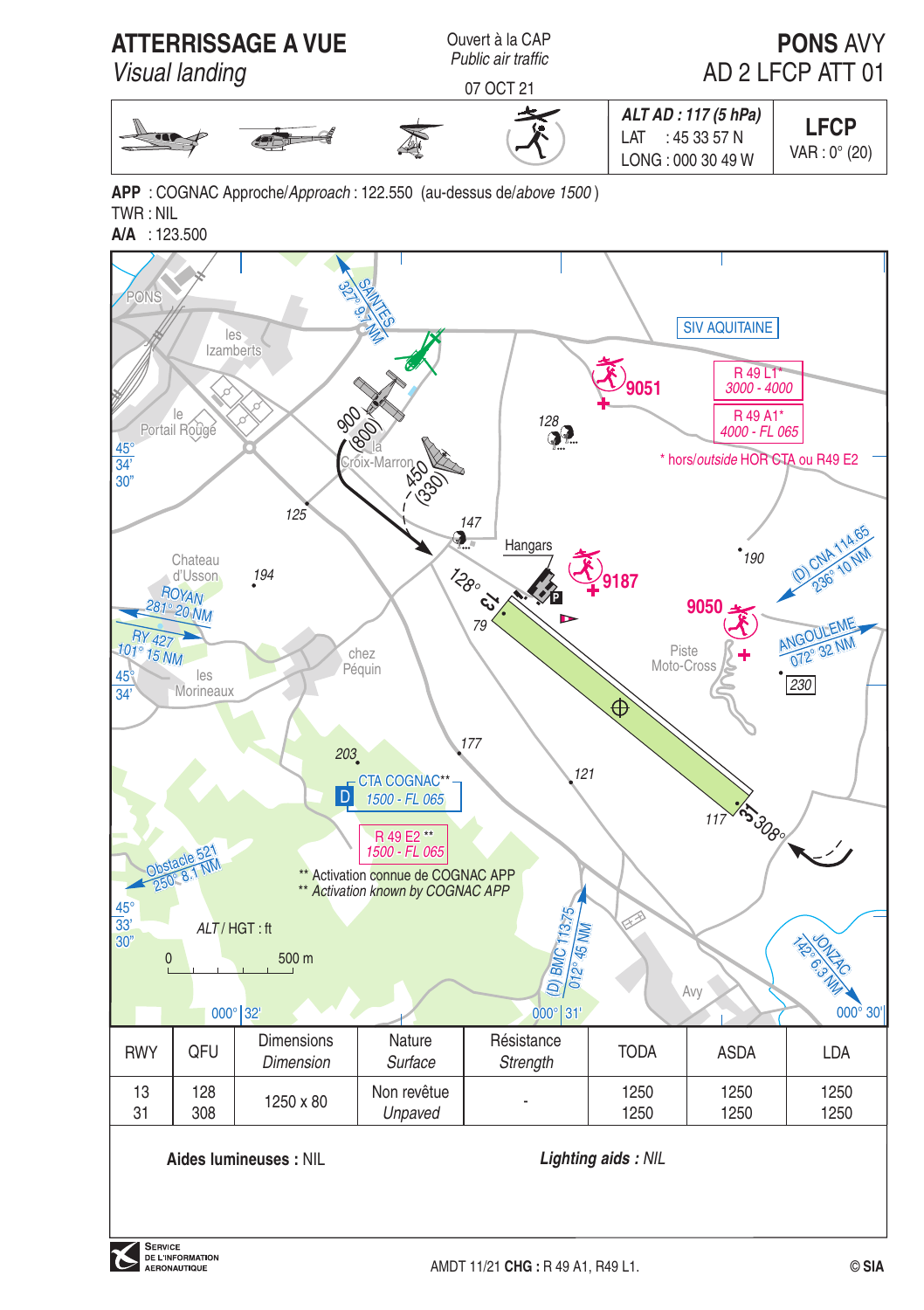# ATTERRISSAGE A VUE
*Visual landing*

Ouvert à la CAP
*Public air traffic*

07 OCT 21

## PONS AVY
AD 2 LFCP ATT 01

| ***ALT AD : 117 (5 hPa)*** LAT : 45 33 57 N LONG : 000 30 49 W | **LFCP** VAR : 0° (20) |
|---|---|

**APP** : COGNAC Approche/*Approach* : 122.550 (au-dessus de/*above 1500* )
TWR : NIL
**A/A** : 123.500

PONS
les Izamberts
le Portail Rouge
SAINTES 327° 9.7 NM
SIV AQUITAINE
9051
R 49 L1* 3000 - 4000
R 49 A1* 4000 - FL 065
* hors/*outside* HOR CTA ou R49 E2
128
900 (800)
la Croix-Marron
450 (330)
125
147
Hangars
190
(D) CNA 114.65 236° 10 NM
Chateau d'Usson
194
128°
13
9187
9050
ROYAN 281° 20 NM
RY 427 101° 15 NM
79
chez Péquin
Piste Moto-Cross
ANGOULEME 072° 32 NM
230
les Morineaux
177
203
121
CTA COGNAC** D *1500 - FL 065*
117
31 308°
R 49 E2 ** *1500 - FL 065*
Obstacle 521 250° 8.1 NM
** Activation connue de COGNAC APP
** *Activation known by COGNAC APP*
*ALT* / HGT : ft
0 500 m
(D) BMC 113.75 012° 45 NM
Avy
JONZAC 142° 6.3 NM
45° 34' 30"
45° 34'
45° 33' 30"
000° 32'
000° 31'
000° 30'

| RWY | QFU | Dimensions *Dimension* | Nature *Surface* | Résistance *Strength* | TODA | ASDA | LDA |
|---|---|---|---|---|---|---|---|
| 13<br>31 | 128<br>308 | 1250 x 80 | Non revêtue<br>*Unpaved* | - | 1250<br>1250 | 1250<br>1250 | 1250<br>1250 |

**Aides lumineuses :** NIL ***Lighting aids :*** *NIL*

SERVICE DE L'INFORMATION AERONAUTIQUE

AMDT 11/21 **CHG :** R 49 A1, R49 L1.

© SIA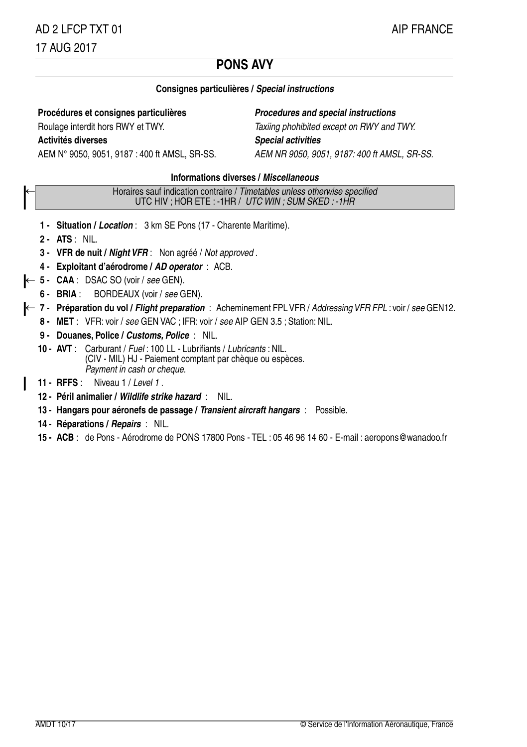# PONS AVY

## Consignes particulières / *Special instructions*

**Procédures et consignes particulières**
Roulage interdit hors RWY et TWY.
**Activités diverses**
AEM N° 9050, 9051, 9187 : 400 ft AMSL, SR-SS.

***Procedures and special instructions***
*Taxiing phohibited except on RWY and TWY.*
***Special activities***
*AEM NR 9050, 9051, 9187: 400 ft AMSL, SR-SS.*

## Informations diverses / *Miscellaneous*

Horaires sauf indication contraire / *Timetables unless otherwise specified*
UTC HIV ; HOR ETE : -1HR / *UTC WIN ; SUM SKED : -1HR*

1 - **Situation / *Location*** : 3 km SE Pons (17 - Charente Maritime).

2 - **ATS** : NIL.

3 - **VFR de nuit / *Night VFR*** : Non agréé / *Not approved* .

4 - **Exploitant d'aérodrome / *AD operator*** : ACB.

5 - **CAA** : DSAC SO (voir / *see* GEN).

6 - **BRIA** : BORDEAUX (voir / *see* GEN).

7 - **Préparation du vol / *Flight preparation*** : Acheminement FPL VFR / *Addressing VFR FPL* : voir / *see* GEN12.

8 - **MET** : VFR: voir / *see* GEN VAC ; IFR: voir / *see* AIP GEN 3.5 ; Station: NIL.

9 - **Douanes, Police / *Customs, Police*** : NIL.

10 - **AVT** : Carburant / *Fuel* : 100 LL - Lubrifiants / *Lubricants* : NIL.
(CIV - MIL) HJ - Paiement comptant par chèque ou espèces.
*Payment in cash or cheque.*

11 - **RFFS** : Niveau 1 / *Level 1* .

12 - **Péril animalier / *Wildlife strike hazard*** : NIL.

13 - **Hangars pour aéronefs de passage / *Transient aircraft hangars*** : Possible.

14 - **Réparations / *Repairs*** : NIL.

15 - **ACB** : de Pons - Aérodrome de PONS 17800 Pons - TEL : 05 46 96 14 60 - E-mail : aeropons@wanadoo.fr